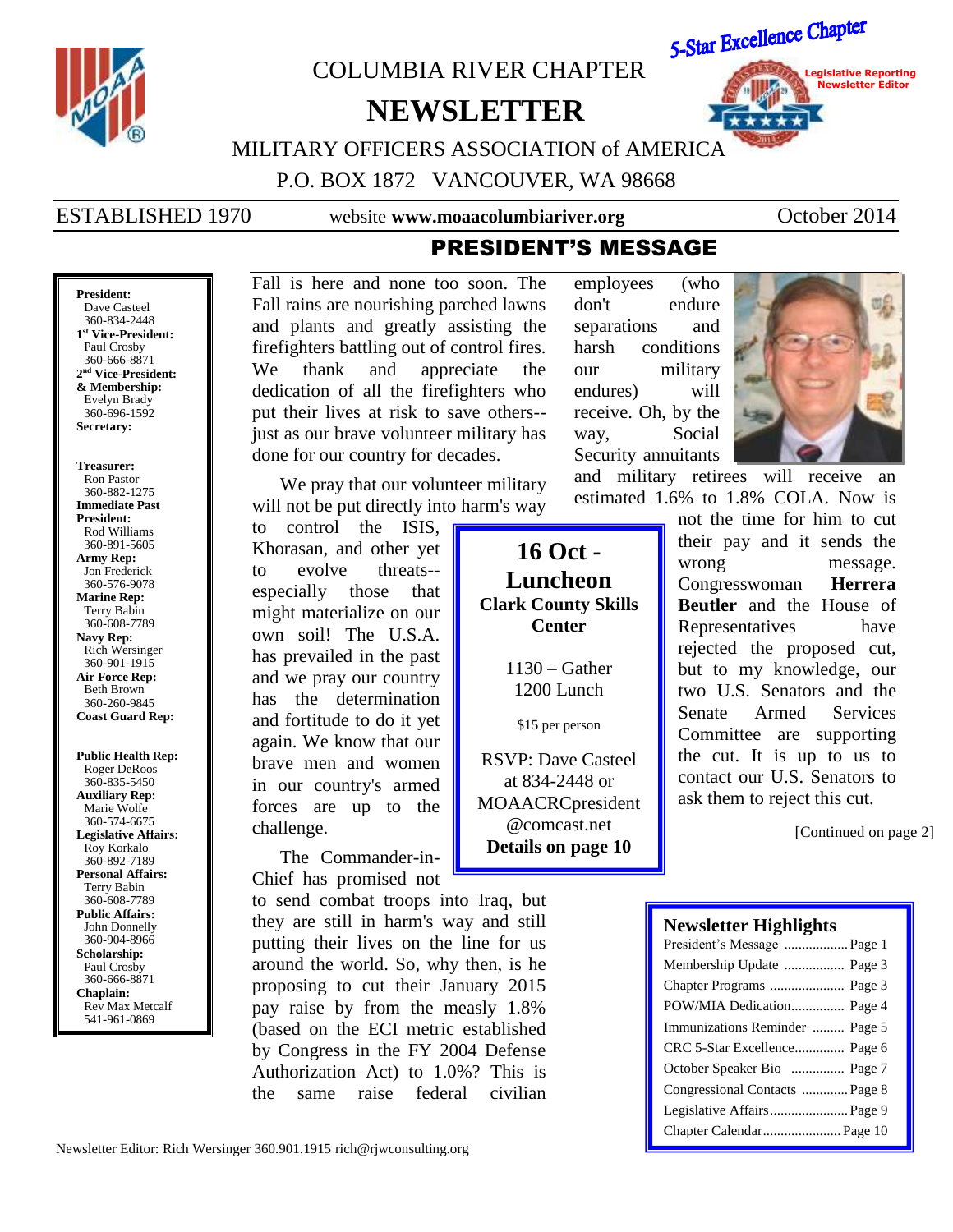# COLUMBIA RIVER CHAPTER

# NEWSLETTER

5-Star Excellence Chapter

Legislative Reporting
Newsletter Editor

MILITARY OFFICERS ASSOCIATION of AMERICA

P.O. BOX 1872 VANCOUVER, WA 98668

ESTABLISHED 1970 — website **www.moaacolumbiariver.org** — October 2014

**President:**
Dave Casteel
360-834-2448

**1st Vice-President:**
Paul Crosby
360-666-8871

**2nd Vice-President: & Membership:**
Evelyn Brady
360-696-1592

**Secretary:**

**Treasurer:**
Ron Pastor
360-882-1275

**Immediate Past President:**
Rod Williams
360-891-5605

**Army Rep:**
Jon Frederick
360-576-9078

**Marine Rep:**
Terry Babin
360-608-7789

**Navy Rep:**
Rich Wersinger
360-901-1915

**Air Force Rep:**
Beth Brown
360-260-9845

**Coast Guard Rep:**

**Public Health Rep:**
Roger DeRoos
360-835-5450

**Auxiliary Rep:**
Marie Wolfe
360-574-6675

**Legislative Affairs:**
Roy Korkalo
360-892-7189

**Personal Affairs:**
Terry Babin
360-608-7789

**Public Affairs:**
John Donnelly
360-904-8966

**Scholarship:**
Paul Crosby
360-666-8871

**Chaplain:**
Rev Max Metcalf
541-961-0869

## PRESIDENT'S MESSAGE

Fall is here and none too soon. The Fall rains are nourishing parched lawns and plants and greatly assisting the firefighters battling out of control fires. We thank and appreciate the dedication of all the firefighters who put their lives at risk to save others--just as our brave volunteer military has done for our country for decades.

We pray that our volunteer military will not be put directly into harm's way to control the ISIS, Khorasan, and other yet to evolve threats--especially those that might materialize on our own soil! The U.S.A. has prevailed in the past and we pray our country has the determination and fortitude to do it yet again. We know that our brave men and women in our country's armed forces are up to the challenge.

The Commander-in-Chief has promised not to send combat troops into Iraq, but they are still in harm's way and still putting their lives on the line for us around the world. So, why then, is he proposing to cut their January 2015 pay raise by from the measly 1.8% (based on the ECI metric established by Congress in the FY 2004 Defense Authorization Act) to 1.0%? This is the same raise federal civilian employees (who don't endure separations and harsh conditions our military endures) will receive. Oh, by the way, Social Security annuitants and military retirees will receive an estimated 1.6% to 1.8% COLA. Now is not the time for him to cut their pay and it sends the wrong message. Congresswoman **Herrera Beutler** and the House of Representatives have rejected the proposed cut, but to my knowledge, our two U.S. Senators and the Senate Armed Services Committee are supporting the cut. It is up to us to contact our U.S. Senators to ask them to reject this cut.

[Continued on page 2]

> **16 Oct - Luncheon**
> **Clark County Skills Center**
>
> 1130 – Gather
> 1200 Lunch
>
> $15 per person
>
> RSVP: Dave Casteel at 834-2448 or MOAACRCpresident @comcast.net
> **Details on page 10**

### Newsletter Highlights

| | |
|---|---|
| President's Message | Page 1 |
| Membership Update | Page 3 |
| Chapter Programs | Page 3 |
| POW/MIA Dedication | Page 4 |
| Immunizations Reminder | Page 5 |
| CRC 5-Star Excellence | Page 6 |
| October Speaker Bio | Page 7 |
| Congressional Contacts | Page 8 |
| Legislative Affairs | Page 9 |
| Chapter Calendar | Page 10 |

Newsletter Editor: Rich Wersinger 360.901.1915 rich@rjwconsulting.org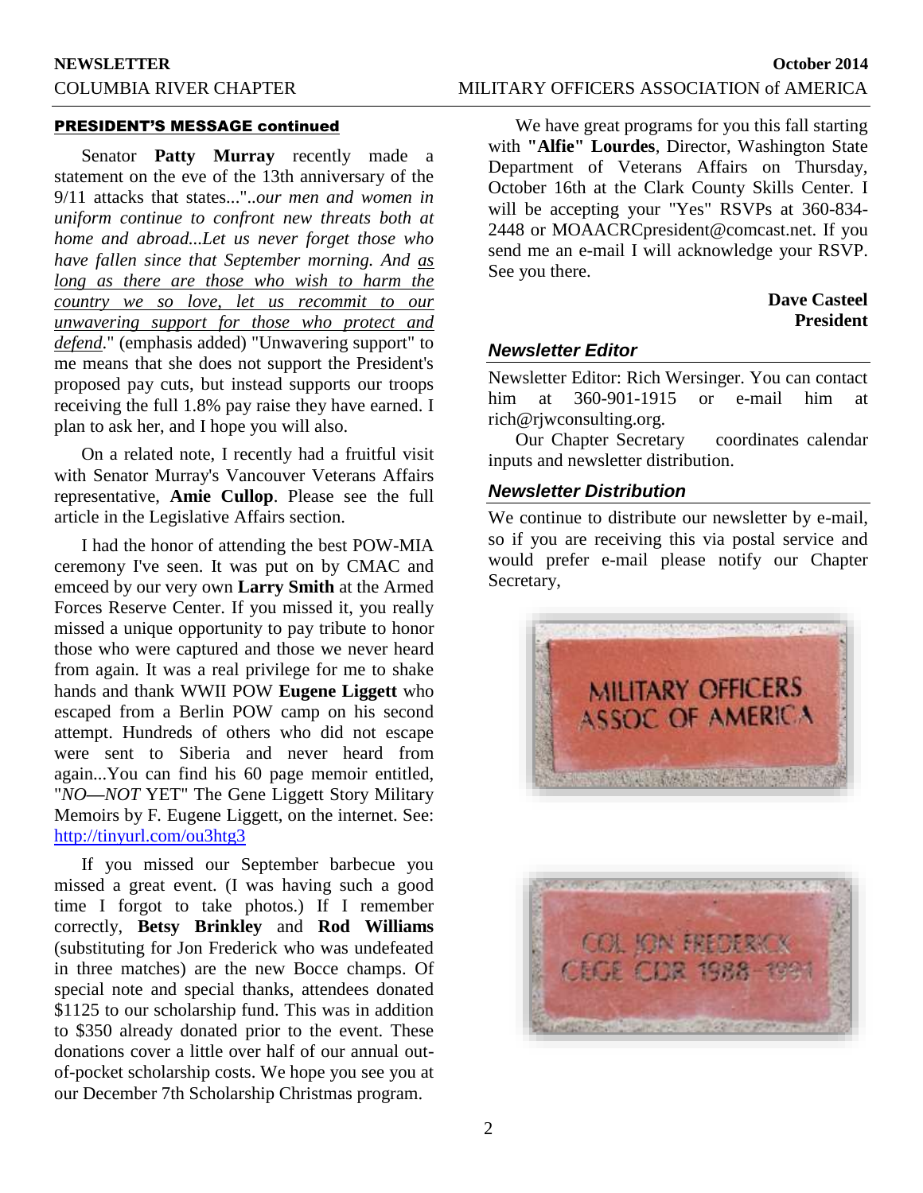## PRESIDENT'S MESSAGE continued

Senator **Patty Murray** recently made a statement on the eve of the 13th anniversary of the 9/11 attacks that states..."..*our men and women in uniform continue to confront new threats both at home and abroad...Let us never forget those who have fallen since that September morning. And as long as there are those who wish to harm the country we so love, let us recommit to our unwavering support for those who protect and defend*." (emphasis added) "Unwavering support" to me means that she does not support the President's proposed pay cuts, but instead supports our troops receiving the full 1.8% pay raise they have earned. I plan to ask her, and I hope you will also.

On a related note, I recently had a fruitful visit with Senator Murray's Vancouver Veterans Affairs representative, **Amie Cullop**. Please see the full article in the Legislative Affairs section.

I had the honor of attending the best POW-MIA ceremony I've seen. It was put on by CMAC and emceed by our very own **Larry Smith** at the Armed Forces Reserve Center. If you missed it, you really missed a unique opportunity to pay tribute to honor those who were captured and those we never heard from again. It was a real privilege for me to shake hands and thank WWII POW **Eugene Liggett** who escaped from a Berlin POW camp on his second attempt. Hundreds of others who did not escape were sent to Siberia and never heard from again...You can find his 60 page memoir entitled, "*NO—NOT* YET" The Gene Liggett Story Military Memoirs by F. Eugene Liggett, on the internet. See: http://tinyurl.com/ou3htg3

If you missed our September barbecue you missed a great event. (I was having such a good time I forgot to take photos.) If I remember correctly, **Betsy Brinkley** and **Rod Williams** (substituting for Jon Frederick who was undefeated in three matches) are the new Bocce champs. Of special note and special thanks, attendees donated $1125 to our scholarship fund. This was in addition to $350 already donated prior to the event. These donations cover a little over half of our annual out-of-pocket scholarship costs. We hope you see you at our December 7th Scholarship Christmas program.

We have great programs for you this fall starting with **"Alfie" Lourdes**, Director, Washington State Department of Veterans Affairs on Thursday, October 16th at the Clark County Skills Center. I will be accepting your "Yes" RSVPs at 360-834-2448 or MOAACRCpresident@comcast.net. If you send me an e-mail I will acknowledge your RSVP. See you there.

**Dave Casteel**
**President**

### *Newsletter Editor*

Newsletter Editor: Rich Wersinger. You can contact him at 360-901-1915 or e-mail him at rich@rjwconsulting.org.

Our Chapter Secretary coordinates calendar inputs and newsletter distribution.

### *Newsletter Distribution*

We continue to distribute our newsletter by e-mail, so if you are receiving this via postal service and would prefer e-mail please notify our Chapter Secretary,

MILITARY OFFICERS ASSOC OF AMERICA

COL JON FREDERICK CEGE CDR 1988-1991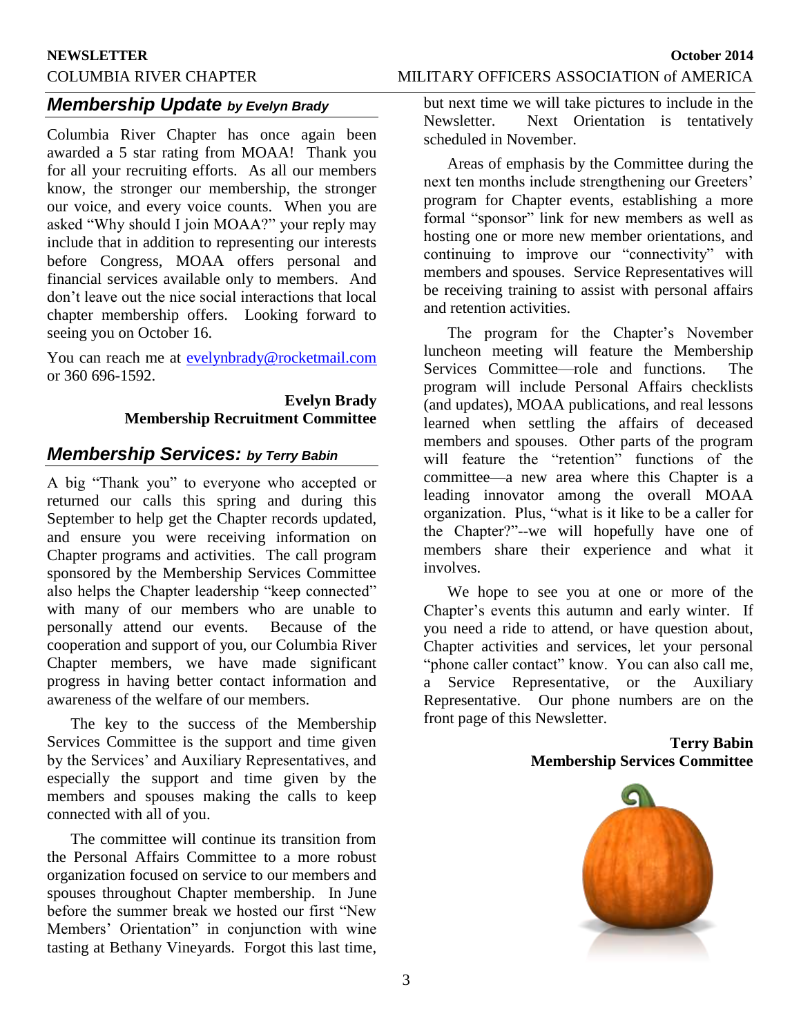## *Membership Update by Evelyn Brady*

Columbia River Chapter has once again been awarded a 5 star rating from MOAA! Thank you for all your recruiting efforts. As all our members know, the stronger our membership, the stronger our voice, and every voice counts. When you are asked "Why should I join MOAA?" your reply may include that in addition to representing our interests before Congress, MOAA offers personal and financial services available only to members. And don't leave out the nice social interactions that local chapter membership offers. Looking forward to seeing you on October 16.

You can reach me at evelynbrady@rocketmail.com or 360 696-1592.

**Evelyn Brady**
**Membership Recruitment Committee**

## *Membership Services: by Terry Babin*

A big "Thank you" to everyone who accepted or returned our calls this spring and during this September to help get the Chapter records updated, and ensure you were receiving information on Chapter programs and activities. The call program sponsored by the Membership Services Committee also helps the Chapter leadership "keep connected" with many of our members who are unable to personally attend our events. Because of the cooperation and support of you, our Columbia River Chapter members, we have made significant progress in having better contact information and awareness of the welfare of our members.

The key to the success of the Membership Services Committee is the support and time given by the Services' and Auxiliary Representatives, and especially the support and time given by the members and spouses making the calls to keep connected with all of you.

The committee will continue its transition from the Personal Affairs Committee to a more robust organization focused on service to our members and spouses throughout Chapter membership. In June before the summer break we hosted our first "New Members' Orientation" in conjunction with wine tasting at Bethany Vineyards. Forgot this last time, but next time we will take pictures to include in the Newsletter. Next Orientation is tentatively scheduled in November.

Areas of emphasis by the Committee during the next ten months include strengthening our Greeters' program for Chapter events, establishing a more formal "sponsor" link for new members as well as hosting one or more new member orientations, and continuing to improve our "connectivity" with members and spouses. Service Representatives will be receiving training to assist with personal affairs and retention activities.

The program for the Chapter's November luncheon meeting will feature the Membership Services Committee—role and functions. The program will include Personal Affairs checklists (and updates), MOAA publications, and real lessons learned when settling the affairs of deceased members and spouses. Other parts of the program will feature the "retention" functions of the committee—a new area where this Chapter is a leading innovator among the overall MOAA organization. Plus, "what is it like to be a caller for the Chapter?"--we will hopefully have one of members share their experience and what it involves.

We hope to see you at one or more of the Chapter's events this autumn and early winter. If you need a ride to attend, or have question about, Chapter activities and services, let your personal "phone caller contact" know. You can also call me, a Service Representative, or the Auxiliary Representative. Our phone numbers are on the front page of this Newsletter.

**Terry Babin**
**Membership Services Committee**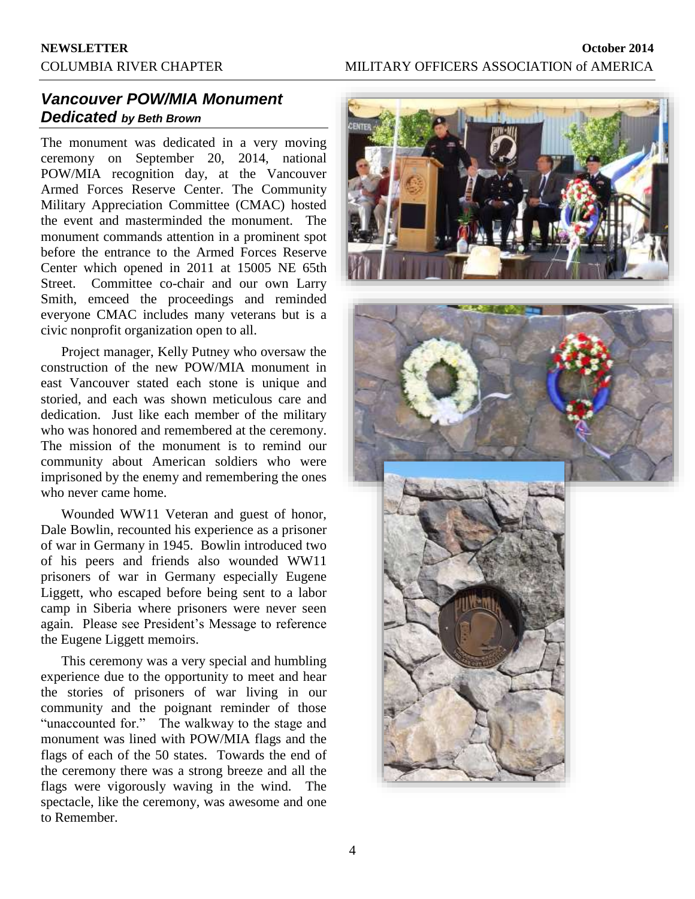## *Vancouver POW/MIA Monument Dedicated* *by Beth Brown*

The monument was dedicated in a very moving ceremony on September 20, 2014, national POW/MIA recognition day, at the Vancouver Armed Forces Reserve Center. The Community Military Appreciation Committee (CMAC) hosted the event and masterminded the monument. The monument commands attention in a prominent spot before the entrance to the Armed Forces Reserve Center which opened in 2011 at 15005 NE 65th Street. Committee co-chair and our own Larry Smith, emceed the proceedings and reminded everyone CMAC includes many veterans but is a civic nonprofit organization open to all.

Project manager, Kelly Putney who oversaw the construction of the new POW/MIA monument in east Vancouver stated each stone is unique and storied, and each was shown meticulous care and dedication. Just like each member of the military who was honored and remembered at the ceremony. The mission of the monument is to remind our community about American soldiers who were imprisoned by the enemy and remembering the ones who never came home.

Wounded WW11 Veteran and guest of honor, Dale Bowlin, recounted his experience as a prisoner of war in Germany in 1945. Bowlin introduced two of his peers and friends also wounded WW11 prisoners of war in Germany especially Eugene Liggett, who escaped before being sent to a labor camp in Siberia where prisoners were never seen again. Please see President's Message to reference the Eugene Liggett memoirs.

This ceremony was a very special and humbling experience due to the opportunity to meet and hear the stories of prisoners of war living in our community and the poignant reminder of those "unaccounted for." The walkway to the stage and monument was lined with POW/MIA flags and the flags of each of the 50 states. Towards the end of the ceremony there was a strong breeze and all the flags were vigorously waving in the wind. The spectacle, like the ceremony, was awesome and one to Remember.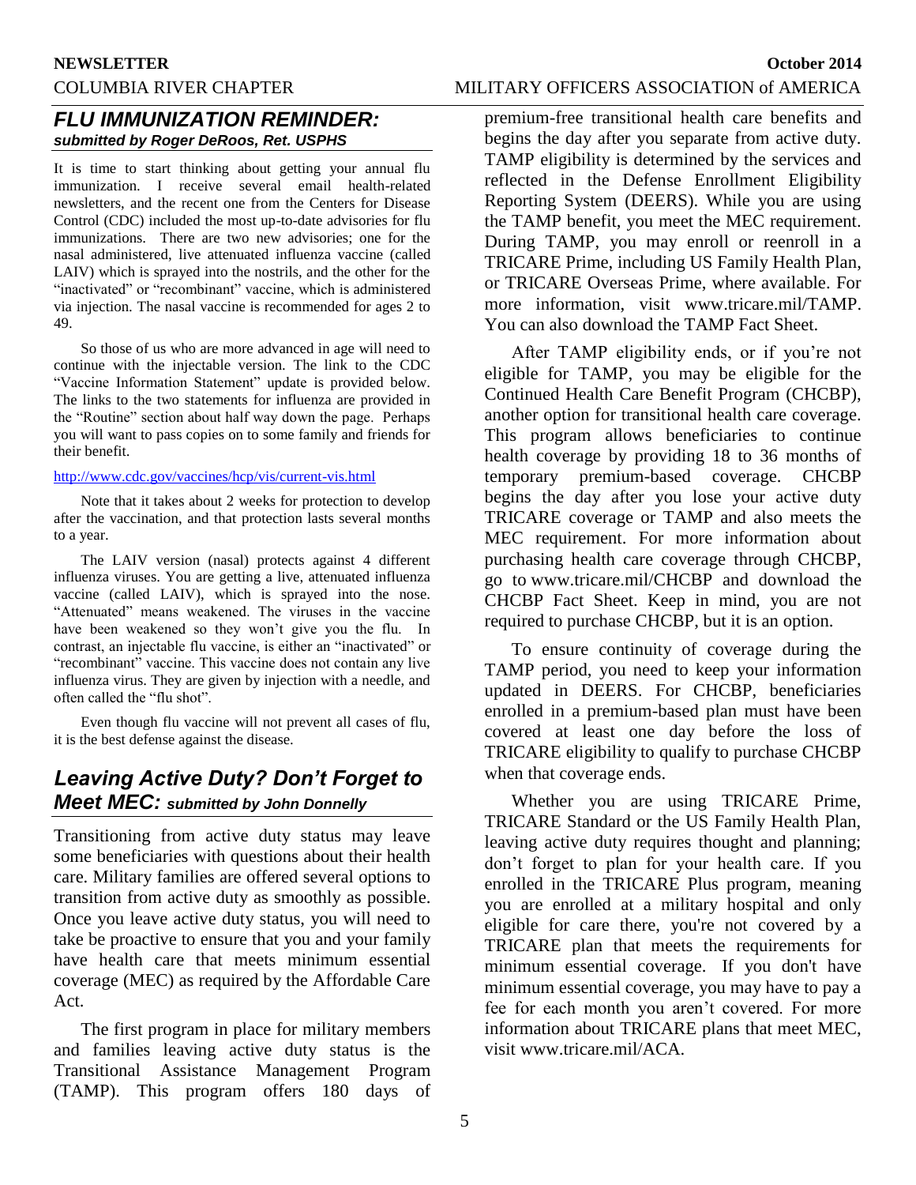## *FLU IMMUNIZATION REMINDER:*

***submitted by Roger DeRoos, Ret. USPHS***

It is time to start thinking about getting your annual flu immunization. I receive several email health-related newsletters, and the recent one from the Centers for Disease Control (CDC) included the most up-to-date advisories for flu immunizations. There are two new advisories; one for the nasal administered, live attenuated influenza vaccine (called LAIV) which is sprayed into the nostrils, and the other for the "inactivated" or "recombinant" vaccine, which is administered via injection. The nasal vaccine is recommended for ages 2 to 49.

So those of us who are more advanced in age will need to continue with the injectable version. The link to the CDC "Vaccine Information Statement" update is provided below. The links to the two statements for influenza are provided in the "Routine" section about half way down the page. Perhaps you will want to pass copies on to some family and friends for their benefit.

http://www.cdc.gov/vaccines/hcp/vis/current-vis.html

Note that it takes about 2 weeks for protection to develop after the vaccination, and that protection lasts several months to a year.

The LAIV version (nasal) protects against 4 different influenza viruses. You are getting a live, attenuated influenza vaccine (called LAIV), which is sprayed into the nose. "Attenuated" means weakened. The viruses in the vaccine have been weakened so they won't give you the flu. In contrast, an injectable flu vaccine, is either an "inactivated" or "recombinant" vaccine. This vaccine does not contain any live influenza virus. They are given by injection with a needle, and often called the "flu shot".

Even though flu vaccine will not prevent all cases of flu, it is the best defense against the disease.

## *Leaving Active Duty? Don't Forget to Meet MEC:* ***submitted by John Donnelly***

Transitioning from active duty status may leave some beneficiaries with questions about their health care. Military families are offered several options to transition from active duty as smoothly as possible. Once you leave active duty status, you will need to take be proactive to ensure that you and your family have health care that meets minimum essential coverage (MEC) as required by the Affordable Care Act.

The first program in place for military members and families leaving active duty status is the Transitional Assistance Management Program (TAMP). This program offers 180 days of premium-free transitional health care benefits and begins the day after you separate from active duty. TAMP eligibility is determined by the services and reflected in the Defense Enrollment Eligibility Reporting System (DEERS). While you are using the TAMP benefit, you meet the MEC requirement. During TAMP, you may enroll or reenroll in a TRICARE Prime, including US Family Health Plan, or TRICARE Overseas Prime, where available. For more information, visit www.tricare.mil/TAMP. You can also download the TAMP Fact Sheet.

After TAMP eligibility ends, or if you're not eligible for TAMP, you may be eligible for the Continued Health Care Benefit Program (CHCBP), another option for transitional health care coverage. This program allows beneficiaries to continue health coverage by providing 18 to 36 months of temporary premium-based coverage. CHCBP begins the day after you lose your active duty TRICARE coverage or TAMP and also meets the MEC requirement. For more information about purchasing health care coverage through CHCBP, go to www.tricare.mil/CHCBP and download the CHCBP Fact Sheet. Keep in mind, you are not required to purchase CHCBP, but it is an option.

To ensure continuity of coverage during the TAMP period, you need to keep your information updated in DEERS. For CHCBP, beneficiaries enrolled in a premium-based plan must have been covered at least one day before the loss of TRICARE eligibility to qualify to purchase CHCBP when that coverage ends.

Whether you are using TRICARE Prime, TRICARE Standard or the US Family Health Plan, leaving active duty requires thought and planning; don't forget to plan for your health care. If you enrolled in the TRICARE Plus program, meaning you are enrolled at a military hospital and only eligible for care there, you're not covered by a TRICARE plan that meets the requirements for minimum essential coverage. If you don't have minimum essential coverage, you may have to pay a fee for each month you aren't covered. For more information about TRICARE plans that meet MEC, visit www.tricare.mil/ACA.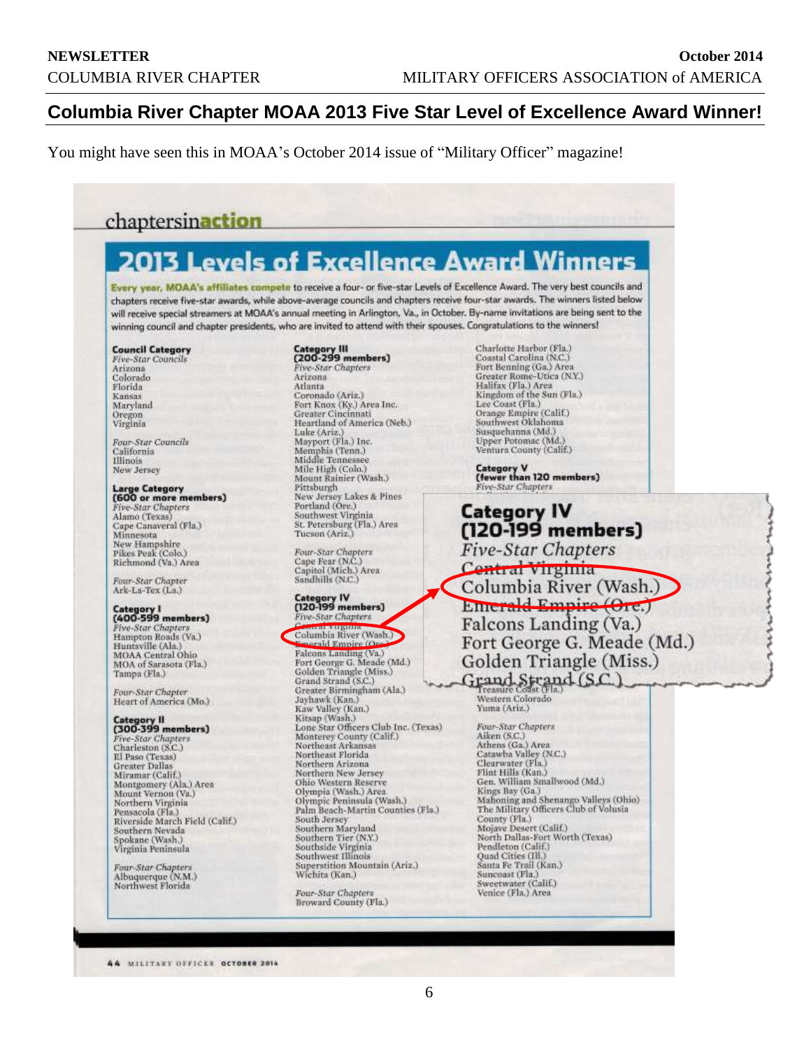# Columbia River Chapter MOAA 2013 Five Star Level of Excellence Award Winner!

You might have seen this in MOAA's October 2014 issue of "Military Officer" magazine!

chaptersin**action**

## 2013 Levels of Excellence Award Winners

Every year, MOAA's affiliates compete to receive a four- or five-star Levels of Excellence Award. The very best councils and chapters receive five-star awards, while above-average councils and chapters receive four-star awards. The winners listed below will receive special streamers at MOAA's annual meeting in Arlington, Va., in October. By-name invitations are being sent to the winning council and chapter presidents, who are invited to attend with their spouses. Congratulations to the winners!

**Council Category**

*Five-Star Councils*
Arizona
Colorado
Florida
Kansas
Maryland
Oregon
Virginia

*Four-Star Councils*
California
Illinois
New Jersey

**Large Category (600 or more members)**

*Five-Star Chapters*
Alamo (Texas)
Cape Canaveral (Fla.)
Minnesota
New Hampshire
Pikes Peak (Colo.)
Richmond (Va.) Area

*Four-Star Chapter*
Ark-La-Tex (La.)

**Category I (400-599 members)**

*Five-Star Chapters*
Hampton Roads (Va.)
Huntsville (Ala.)
MOAA Central Ohio
MOA of Sarasota (Fla.)
Tampa (Fla.)

*Four-Star Chapter*
Heart of America (Mo.)

**Category II (300-399 members)**

*Five-Star Chapters*
Charleston (S.C.)
El Paso (Texas)
Greater Dallas
Miramar (Calif.)
Montgomery (Ala.) Area
Mount Vernon (Va.)
Northern Virginia
Pensacola (Fla.)
Riverside March Field (Calif.)
Southern Nevada
Spokane (Wash.)
Virginia Peninsula

*Four-Star Chapters*
Albuquerque (N.M.)
Northwest Florida

**Category III (200-299 members)**

*Five-Star Chapters*
Arizona
Atlanta
Coronado (Ariz.)
Fort Knox (Ky.) Area Inc.
Greater Cincinnati
Heartland of America (Neb.)
Luke (Ariz.)
Mayport (Fla.) Inc.
Memphis (Tenn.)
Middle Tennessee
Mile High (Colo.)
Mount Rainier (Wash.)
Pittsburgh
New Jersey Lakes & Pines
Portland (Ore.)
Southwest Virginia
St. Petersburg (Fla.) Area
Tucson (Ariz.)

*Four-Star Chapters*
Cape Fear (N.C.)
Capitol (Mich.) Area
Sandhills (N.C.)

**Category IV (120-199 members)**

*Five-Star Chapters*
Central Virginia
Columbia River (Wash.)
Emerald Empire (Ore.)
Falcons Landing (Va.)
Fort George G. Meade (Md.)
Golden Triangle (Miss.)
Grand Strand (S.C.)
Greater Birmingham (Ala.)
Jayhawk (Kan.)
Kaw Valley (Kan.)
Kitsap (Wash.)
Lone Star Officers Club Inc. (Texas)
Monterey County (Calif.)
Northeast Arkansas
Northeast Florida
Northern Arizona
Northern New Jersey
Ohio Western Reserve
Olympia (Wash.) Area
Olympic Peninsula (Wash.)
Palm Beach-Martin Counties (Fla.)
South Jersey
Southern Maryland
Southern Tier (N.Y.)
Southside Virginia
Southwest Illinois
Superstition Mountain (Ariz.)
Wichita (Kan.)

*Four-Star Chapters*
Broward County (Fla.)
Charlotte Harbor (Fla.)
Coastal Carolina (N.C.)
Fort Benning (Ga.) Area
Greater Rome-Utica (N.Y.)
Halifax (Fla.) Area
Kingdom of the Sun (Fla.)
Lee Coast (Fla.)
Orange Empire (Calif.)
Southwest Oklahoma
Susquehanna (Md.)
Upper Potomac (Md.)
Ventura County (Calif.)

**Category V (fewer than 120 members)**

*Five-Star Chapters*
Treasure Coast (Fla.)
Western Colorado
Yuma (Ariz.)

*Four-Star Chapters*
Aiken (S.C.)
Athens (Ga.) Area
Catawba Valley (N.C.)
Clearwater (Fla.)
Flint Hills (Kan.)
Gen. William Smallwood (Md.)
Kings Bay (Ga.)
Mahoning and Shenango Valleys (Ohio)
The Military Officers Club of Volusia County (Fla.)
Mojave Desert (Calif.)
North Dallas-Fort Worth (Texas)
Pendleton (Calif.)
Quad Cities (Ill.)
Santa Fe Trail (Kan.)
Suncoast (Fla.)
Sweetwater (Calif.)
Venice (Fla.) Area

44 MILITARY OFFICER OCTOBER 2014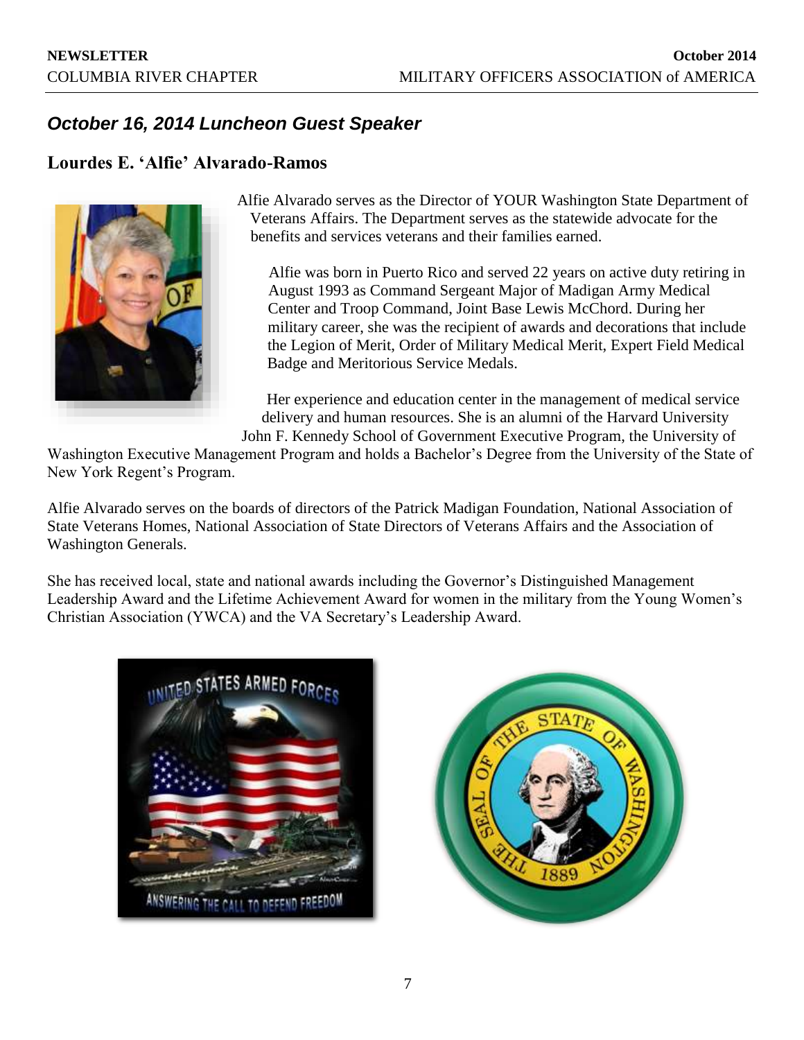## *October 16, 2014 Luncheon Guest Speaker*

### Lourdes E. 'Alfie' Alvarado-Ramos

Alfie Alvarado serves as the Director of YOUR Washington State Department of Veterans Affairs. The Department serves as the statewide advocate for the benefits and services veterans and their families earned.

Alfie was born in Puerto Rico and served 22 years on active duty retiring in August 1993 as Command Sergeant Major of Madigan Army Medical Center and Troop Command, Joint Base Lewis McChord. During her military career, she was the recipient of awards and decorations that include the Legion of Merit, Order of Military Medical Merit, Expert Field Medical Badge and Meritorious Service Medals.

Her experience and education center in the management of medical service delivery and human resources. She is an alumni of the Harvard University John F. Kennedy School of Government Executive Program, the University of Washington Executive Management Program and holds a Bachelor's Degree from the University of the State of New York Regent's Program.

Alfie Alvarado serves on the boards of directors of the Patrick Madigan Foundation, National Association of State Veterans Homes, National Association of State Directors of Veterans Affairs and the Association of Washington Generals.

She has received local, state and national awards including the Governor's Distinguished Management Leadership Award and the Lifetime Achievement Award for women in the military from the Young Women's Christian Association (YWCA) and the VA Secretary's Leadership Award.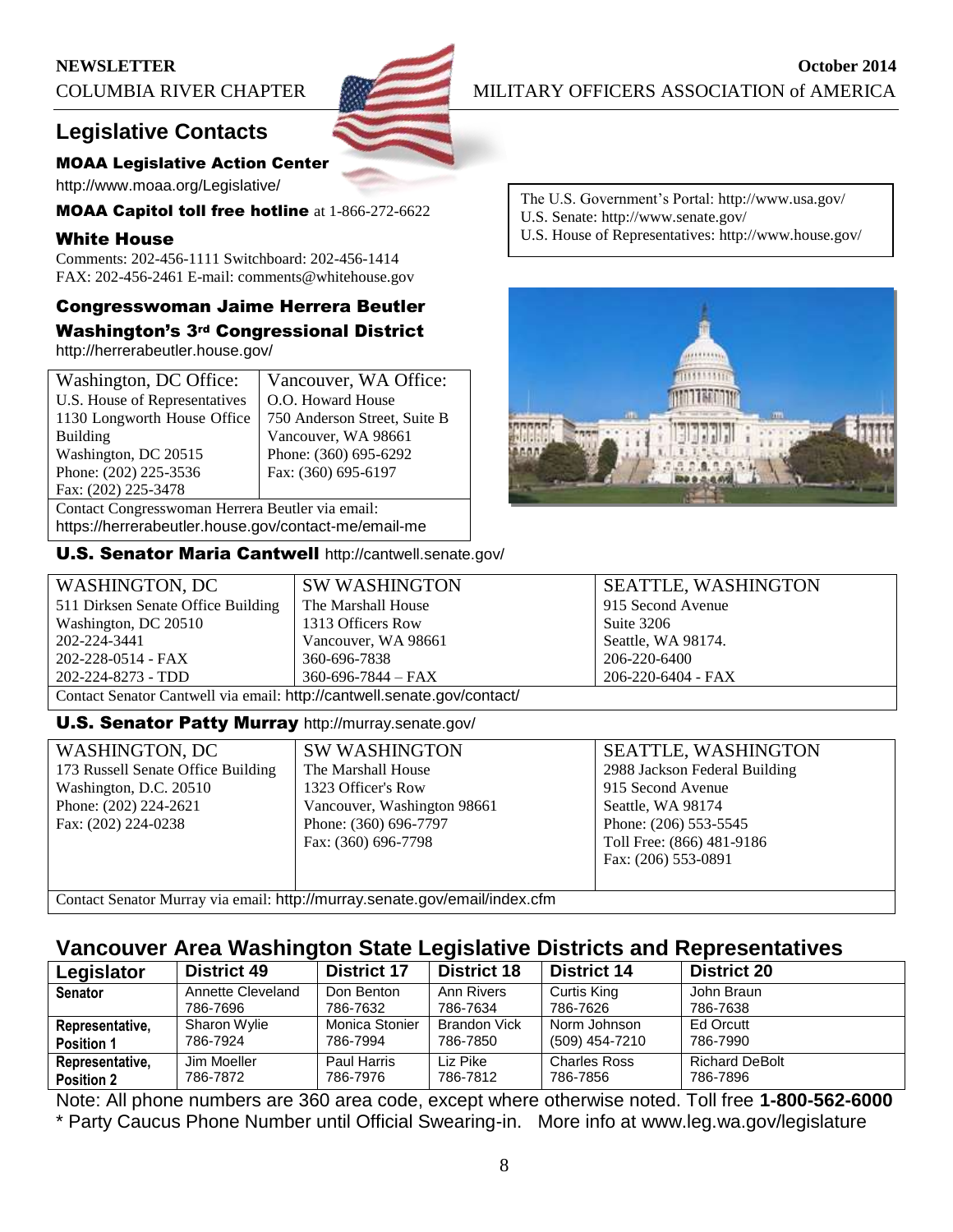# Legislative Contacts

### MOAA Legislative Action Center

http://www.moaa.org/Legislative/

**MOAA Capitol toll free hotline** at 1-866-272-6622

### White House

Comments: 202-456-1111 Switchboard: 202-456-1414
FAX: 202-456-2461 E-mail: comments@whitehouse.gov

The U.S. Government's Portal: http://www.usa.gov/
U.S. Senate: http://www.senate.gov/
U.S. House of Representatives: http://www.house.gov/

### Congresswoman Jaime Herrera Beutler
### Washington's 3rd Congressional District

http://herrerabeutler.house.gov/

| Washington, DC Office: | Vancouver, WA Office: |
|---|---|
| U.S. House of Representatives<br>1130 Longworth House Office Building<br>Washington, DC 20515<br>Phone: (202) 225-3536<br>Fax: (202) 225-3478 | O.O. Howard House<br>750 Anderson Street, Suite B<br>Vancouver, WA 98661<br>Phone: (360) 695-6292<br>Fax: (360) 695-6197 |

Contact Congresswoman Herrera Beutler via email: https://herrerabeutler.house.gov/contact-me/email-me

### U.S. Senator Maria Cantwell http://cantwell.senate.gov/

| WASHINGTON, DC | SW WASHINGTON | SEATTLE, WASHINGTON |
|---|---|---|
| 511 Dirksen Senate Office Building<br>Washington, DC 20510<br>202-224-3441<br>202-228-0514 - FAX<br>202-224-8273 - TDD | The Marshall House<br>1313 Officers Row<br>Vancouver, WA 98661<br>360-696-7838<br>360-696-7844 – FAX | 915 Second Avenue<br>Suite 3206<br>Seattle, WA 98174.<br>206-220-6400<br>206-220-6404 - FAX |

Contact Senator Cantwell via email: http://cantwell.senate.gov/contact/

### U.S. Senator Patty Murray http://murray.senate.gov/

| WASHINGTON, DC | SW WASHINGTON | SEATTLE, WASHINGTON |
|---|---|---|
| 173 Russell Senate Office Building<br>Washington, D.C. 20510<br>Phone: (202) 224-2621<br>Fax: (202) 224-0238 | The Marshall House<br>1323 Officer's Row<br>Vancouver, Washington 98661<br>Phone: (360) 696-7797<br>Fax: (360) 696-7798 | 2988 Jackson Federal Building<br>915 Second Avenue<br>Seattle, WA 98174<br>Phone: (206) 553-5545<br>Toll Free: (866) 481-9186<br>Fax: (206) 553-0891 |

Contact Senator Murray via email: http://murray.senate.gov/email/index.cfm

## Vancouver Area Washington State Legislative Districts and Representatives

| Legislator | District 49 | District 17 | District 18 | District 14 | District 20 |
|---|---|---|---|---|---|
| **Senator** | Annette Cleveland<br>786-7696 | Don Benton<br>786-7632 | Ann Rivers<br>786-7634 | Curtis King<br>786-7626 | John Braun<br>786-7638 |
| **Representative, Position 1** | Sharon Wylie<br>786-7924 | Monica Stonier<br>786-7994 | Brandon Vick<br>786-7850 | Norm Johnson<br>(509) 454-7210 | Ed Orcutt<br>786-7990 |
| **Representative, Position 2** | Jim Moeller<br>786-7872 | Paul Harris<br>786-7976 | Liz Pike<br>786-7812 | Charles Ross<br>786-7856 | Richard DeBolt<br>786-7896 |

Note: All phone numbers are 360 area code, except where otherwise noted. Toll free **1-800-562-6000**
* Party Caucus Phone Number until Official Swearing-in. More info at www.leg.wa.gov/legislature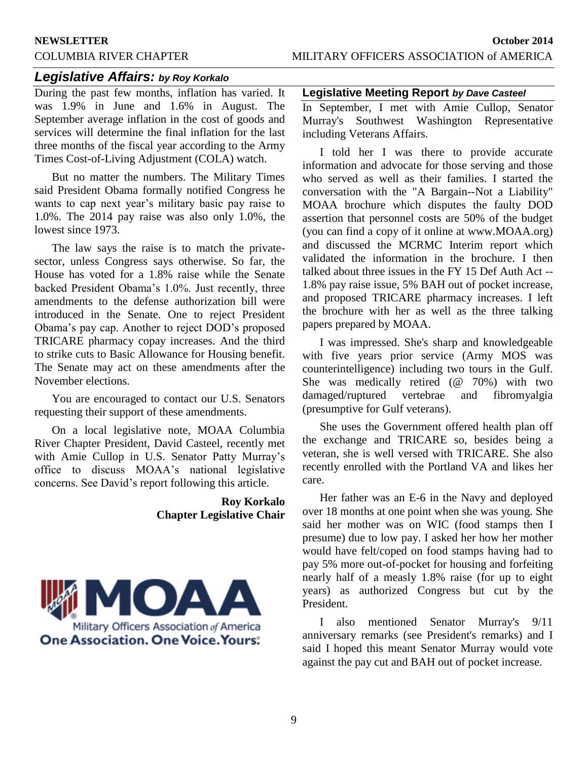## *Legislative Affairs: by Roy Korkalo*

During the past few months, inflation has varied. It was 1.9% in June and 1.6% in August. The September average inflation in the cost of goods and services will determine the final inflation for the last three months of the fiscal year according to the Army Times Cost-of-Living Adjustment (COLA) watch.

But no matter the numbers. The Military Times said President Obama formally notified Congress he wants to cap next year's military basic pay raise to 1.0%. The 2014 pay raise was also only 1.0%, the lowest since 1973.

The law says the raise is to match the private-sector, unless Congress says otherwise. So far, the House has voted for a 1.8% raise while the Senate backed President Obama's 1.0%. Just recently, three amendments to the defense authorization bill were introduced in the Senate. One to reject President Obama's pay cap. Another to reject DOD's proposed TRICARE pharmacy copay increases. And the third to strike cuts to Basic Allowance for Housing benefit. The Senate may act on these amendments after the November elections.

You are encouraged to contact our U.S. Senators requesting their support of these amendments.

On a local legislative note, MOAA Columbia River Chapter President, David Casteel, recently met with Amie Cullop in U.S. Senator Patty Murray's office to discuss MOAA's national legislative concerns. See David's report following this article.

**Roy Korkalo**
**Chapter Legislative Chair**

MOAA
Military Officers Association of America
**One Association. One Voice. Yours.**

### Legislative Meeting Report *by Dave Casteel*

In September, I met with Amie Cullop, Senator Murray's Southwest Washington Representative including Veterans Affairs.

I told her I was there to provide accurate information and advocate for those serving and those who served as well as their families. I started the conversation with the "A Bargain--Not a Liability" MOAA brochure which disputes the faulty DOD assertion that personnel costs are 50% of the budget (you can find a copy of it online at www.MOAA.org) and discussed the MCRMC Interim report which validated the information in the brochure. I then talked about three issues in the FY 15 Def Auth Act -- 1.8% pay raise issue, 5% BAH out of pocket increase, and proposed TRICARE pharmacy increases. I left the brochure with her as well as the three talking papers prepared by MOAA.

I was impressed. She's sharp and knowledgeable with five years prior service (Army MOS was counterintelligence) including two tours in the Gulf. She was medically retired (@ 70%) with two damaged/ruptured vertebrae and fibromyalgia (presumptive for Gulf veterans).

She uses the Government offered health plan off the exchange and TRICARE so, besides being a veteran, she is well versed with TRICARE. She also recently enrolled with the Portland VA and likes her care.

Her father was an E-6 in the Navy and deployed over 18 months at one point when she was young. She said her mother was on WIC (food stamps then I presume) due to low pay. I asked her how her mother would have felt/coped on food stamps having had to pay 5% more out-of-pocket for housing and forfeiting nearly half of a measly 1.8% raise (for up to eight years) as authorized Congress but cut by the President.

I also mentioned Senator Murray's 9/11 anniversary remarks (see President's remarks) and I said I hoped this meant Senator Murray would vote against the pay cut and BAH out of pocket increase.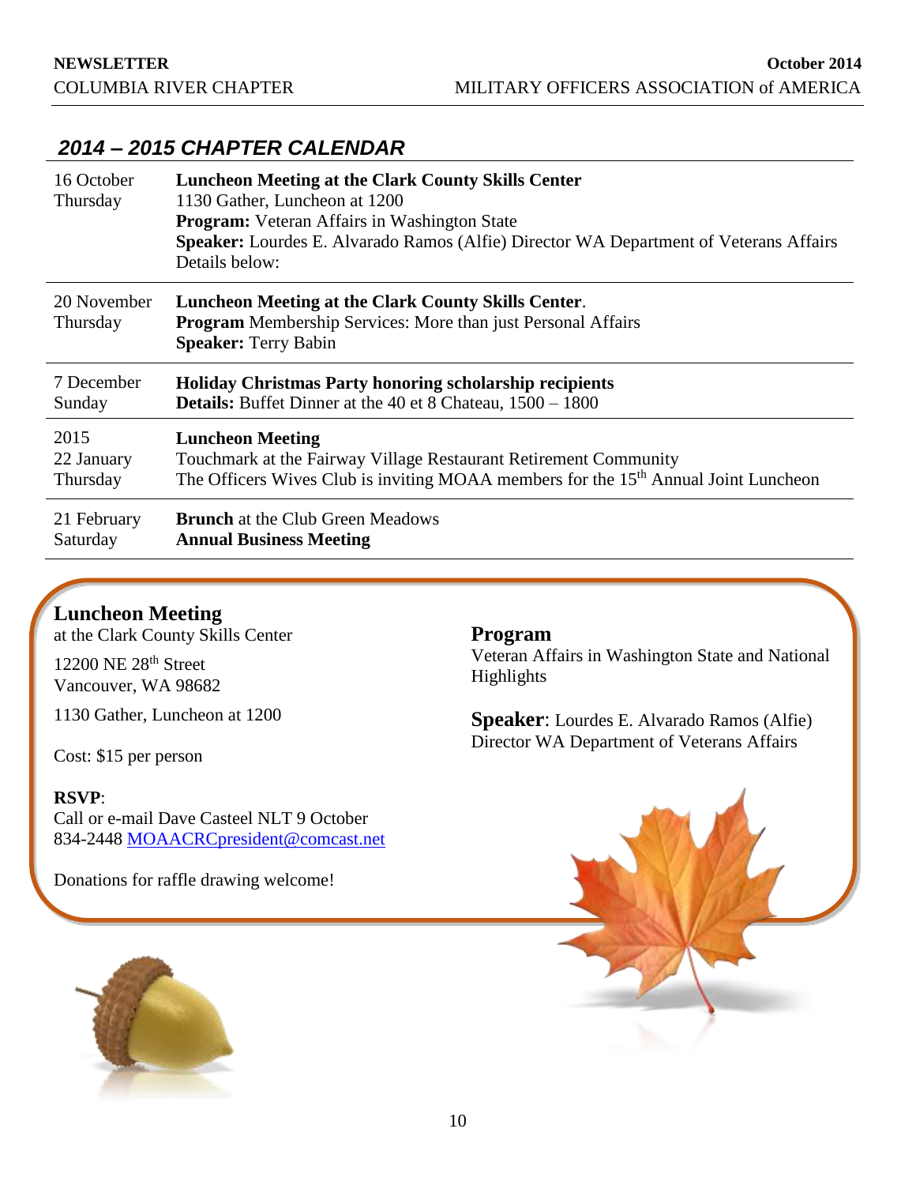## *2014 – 2015 CHAPTER CALENDAR*

| | |
|---|---|
| 16 October<br>Thursday | **Luncheon Meeting at the Clark County Skills Center**<br>1130 Gather, Luncheon at 1200<br>**Program:** Veteran Affairs in Washington State<br>**Speaker:** Lourdes E. Alvarado Ramos (Alfie) Director WA Department of Veterans Affairs<br>Details below: |
| 20 November<br>Thursday | **Luncheon Meeting at the Clark County Skills Center**.<br>**Program** Membership Services: More than just Personal Affairs<br>**Speaker:** Terry Babin |
| 7 December<br>Sunday | **Holiday Christmas Party honoring scholarship recipients**<br>**Details:** Buffet Dinner at the 40 et 8 Chateau, 1500 – 1800 |
| 2015<br>22 January<br>Thursday | **Luncheon Meeting**<br>Touchmark at the Fairway Village Restaurant Retirement Community<br>The Officers Wives Club is inviting MOAA members for the 15th Annual Joint Luncheon |
| 21 February<br>Saturday | **Brunch** at the Club Green Meadows<br>**Annual Business Meeting** |

### Luncheon Meeting

at the Clark County Skills Center

12200 NE 28th Street
Vancouver, WA 98682

1130 Gather, Luncheon at 1200

Cost: $15 per person

**RSVP**:
Call or e-mail Dave Casteel NLT 9 October
834-2448 MOAACRCpresident@comcast.net

Donations for raffle drawing welcome!

### Program

Veteran Affairs in Washington State and National Highlights

**Speaker**: Lourdes E. Alvarado Ramos (Alfie)
Director WA Department of Veterans Affairs